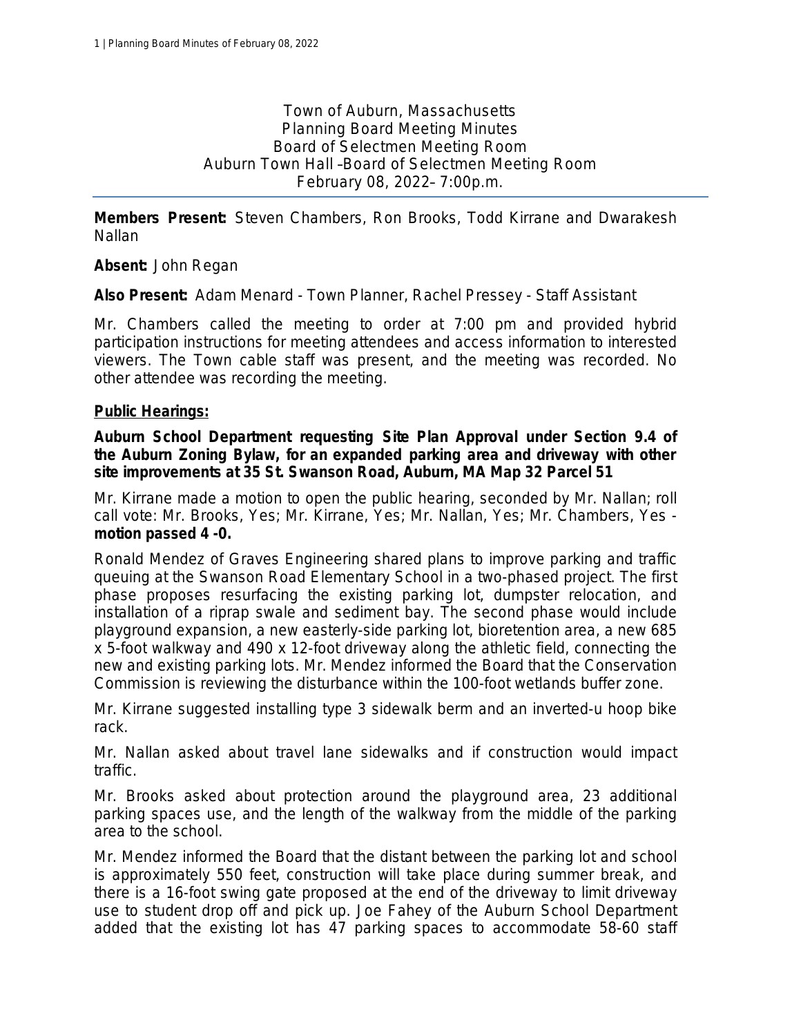Town of Auburn, Massachusetts
Planning Board Meeting Minutes
Board of Selectmen Meeting Room
Auburn Town Hall –Board of Selectmen Meeting Room
February 08, 2022– 7:00p.m.

---

**Members Present:** Steven Chambers, Ron Brooks, Todd Kirrane and Dwarakesh Nallan

**Absent:** John Regan

**Also Present:** Adam Menard - Town Planner, Rachel Pressey - Staff Assistant

Mr. Chambers called the meeting to order at 7:00 pm and provided hybrid participation instructions for meeting attendees and access information to interested viewers. The Town cable staff was present, and the meeting was recorded. No other attendee was recording the meeting.

## Public Hearings:

**Auburn School Department requesting Site Plan Approval under Section 9.4 of the Auburn Zoning Bylaw, for an expanded parking area and driveway with other site improvements at 35 St. Swanson Road, Auburn, MA Map 32 Parcel 51**

Mr. Kirrane made a motion to open the public hearing, seconded by Mr. Nallan; roll call vote: Mr. Brooks, Yes; Mr. Kirrane, Yes; Mr. Nallan, Yes; Mr. Chambers, Yes - **motion passed 4 -0.**

Ronald Mendez of Graves Engineering shared plans to improve parking and traffic queuing at the Swanson Road Elementary School in a two-phased project. The first phase proposes resurfacing the existing parking lot, dumpster relocation, and installation of a riprap swale and sediment bay. The second phase would include playground expansion, a new easterly-side parking lot, bioretention area, a new 685 x 5-foot walkway and 490 x 12-foot driveway along the athletic field, connecting the new and existing parking lots. Mr. Mendez informed the Board that the Conservation Commission is reviewing the disturbance within the 100-foot wetlands buffer zone.

Mr. Kirrane suggested installing type 3 sidewalk berm and an inverted-u hoop bike rack.

Mr. Nallan asked about travel lane sidewalks and if construction would impact traffic.

Mr. Brooks asked about protection around the playground area, 23 additional parking spaces use, and the length of the walkway from the middle of the parking area to the school.

Mr. Mendez informed the Board that the distant between the parking lot and school is approximately 550 feet, construction will take place during summer break, and there is a 16-foot swing gate proposed at the end of the driveway to limit driveway use to student drop off and pick up. Joe Fahey of the Auburn School Department added that the existing lot has 47 parking spaces to accommodate 58-60 staff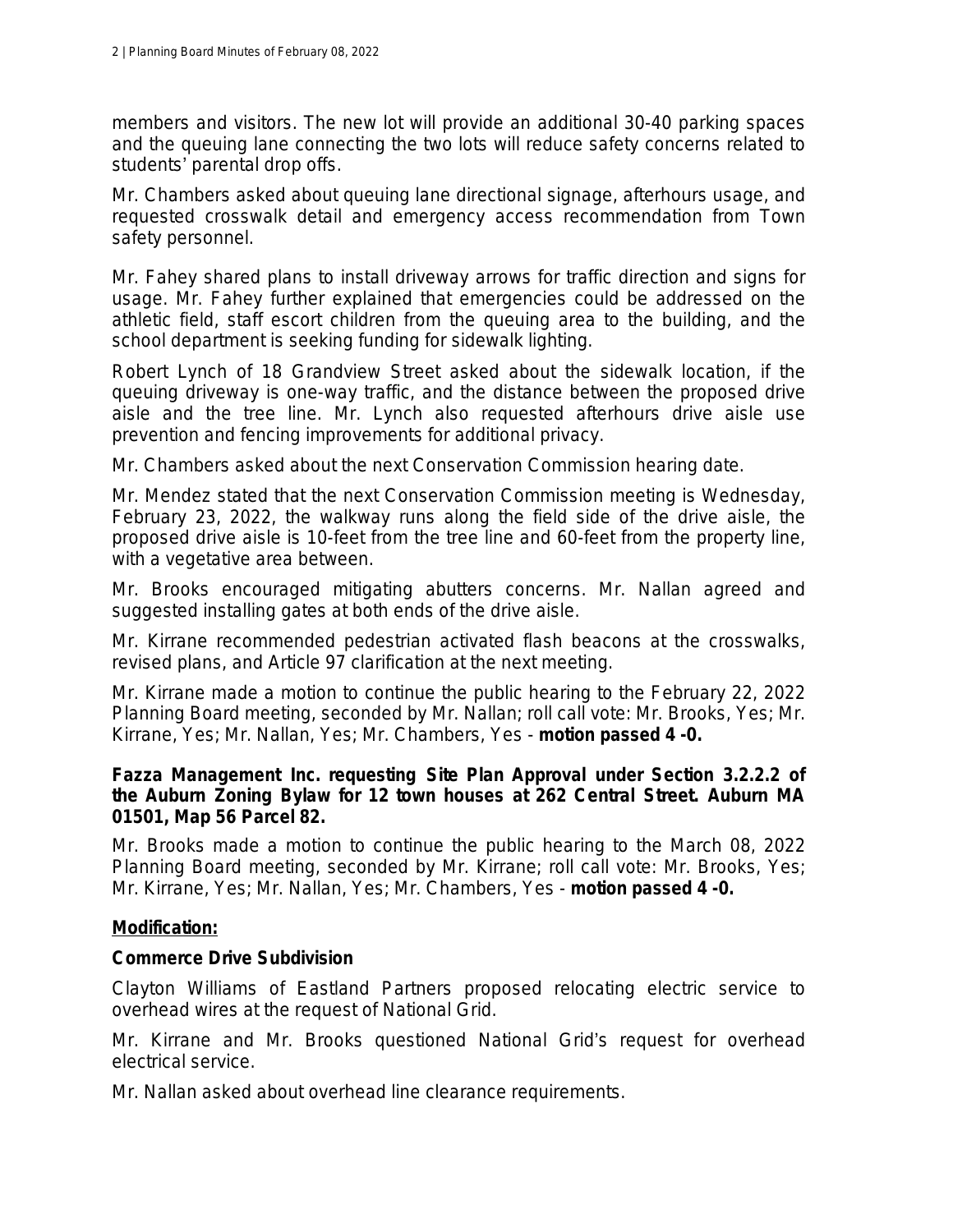members and visitors. The new lot will provide an additional 30-40 parking spaces and the queuing lane connecting the two lots will reduce safety concerns related to students' parental drop offs.

Mr. Chambers asked about queuing lane directional signage, afterhours usage, and requested crosswalk detail and emergency access recommendation from Town safety personnel.

Mr. Fahey shared plans to install driveway arrows for traffic direction and signs for usage. Mr. Fahey further explained that emergencies could be addressed on the athletic field, staff escort children from the queuing area to the building, and the school department is seeking funding for sidewalk lighting.

Robert Lynch of 18 Grandview Street asked about the sidewalk location, if the queuing driveway is one-way traffic, and the distance between the proposed drive aisle and the tree line. Mr. Lynch also requested afterhours drive aisle use prevention and fencing improvements for additional privacy.

Mr. Chambers asked about the next Conservation Commission hearing date.

Mr. Mendez stated that the next Conservation Commission meeting is Wednesday, February 23, 2022, the walkway runs along the field side of the drive aisle, the proposed drive aisle is 10-feet from the tree line and 60-feet from the property line, with a vegetative area between.

Mr. Brooks encouraged mitigating abutters concerns. Mr. Nallan agreed and suggested installing gates at both ends of the drive aisle.

Mr. Kirrane recommended pedestrian activated flash beacons at the crosswalks, revised plans, and Article 97 clarification at the next meeting.

Mr. Kirrane made a motion to continue the public hearing to the February 22, 2022 Planning Board meeting, seconded by Mr. Nallan; roll call vote: Mr. Brooks, Yes; Mr. Kirrane, Yes; Mr. Nallan, Yes; Mr. Chambers, Yes - **motion passed 4 -0.**

**Fazza Management Inc. requesting Site Plan Approval under Section 3.2.2.2 of the Auburn Zoning Bylaw for 12 town houses at 262 Central Street. Auburn MA 01501, Map 56 Parcel 82.**

Mr. Brooks made a motion to continue the public hearing to the March 08, 2022 Planning Board meeting, seconded by Mr. Kirrane; roll call vote: Mr. Brooks, Yes; Mr. Kirrane, Yes; Mr. Nallan, Yes; Mr. Chambers, Yes - **motion passed 4 -0.**

**Modification:**

**Commerce Drive Subdivision**

Clayton Williams of Eastland Partners proposed relocating electric service to overhead wires at the request of National Grid.

Mr. Kirrane and Mr. Brooks questioned National Grid's request for overhead electrical service.

Mr. Nallan asked about overhead line clearance requirements.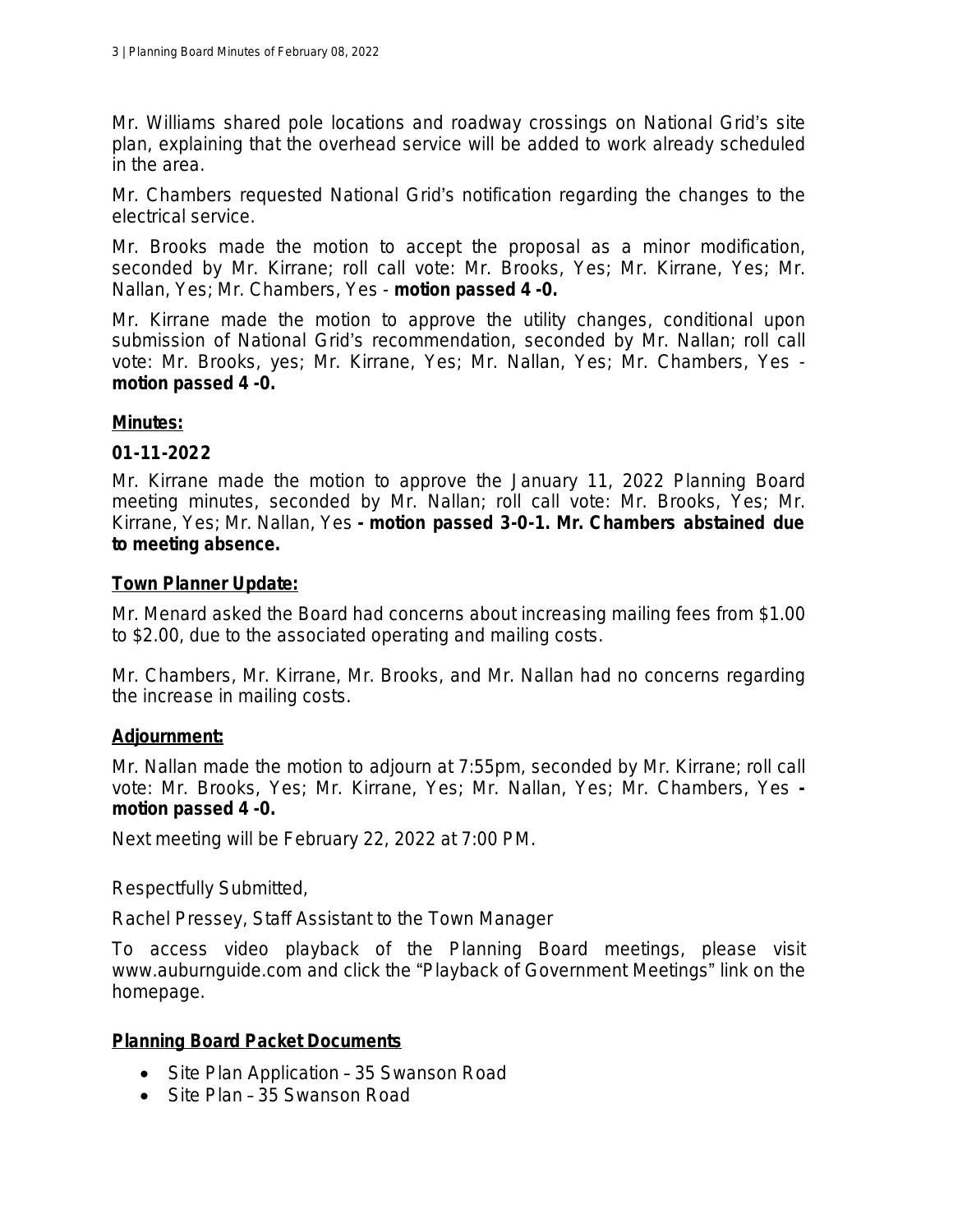Mr. Williams shared pole locations and roadway crossings on National Grid's site plan, explaining that the overhead service will be added to work already scheduled in the area.

Mr. Chambers requested National Grid's notification regarding the changes to the electrical service.

Mr. Brooks made the motion to accept the proposal as a minor modification, seconded by Mr. Kirrane; roll call vote: Mr. Brooks, Yes; Mr. Kirrane, Yes; Mr. Nallan, Yes; Mr. Chambers, Yes - **motion passed 4 -0.**

Mr. Kirrane made the motion to approve the utility changes, conditional upon submission of National Grid's recommendation, seconded by Mr. Nallan; roll call vote: Mr. Brooks, yes; Mr. Kirrane, Yes; Mr. Nallan, Yes; Mr. Chambers, Yes - **motion passed 4 -0.**

## Minutes:

### 01-11-2022

Mr. Kirrane made the motion to approve the January 11, 2022 Planning Board meeting minutes, seconded by Mr. Nallan; roll call vote: Mr. Brooks, Yes; Mr. Kirrane, Yes; Mr. Nallan, Yes **- motion passed 3-0-1. Mr. Chambers abstained due to meeting absence.**

## Town Planner Update:

Mr. Menard asked the Board had concerns about increasing mailing fees from $1.00 to $2.00, due to the associated operating and mailing costs.

Mr. Chambers, Mr. Kirrane, Mr. Brooks, and Mr. Nallan had no concerns regarding the increase in mailing costs.

## Adjournment:

Mr. Nallan made the motion to adjourn at 7:55pm, seconded by Mr. Kirrane; roll call vote: Mr. Brooks, Yes; Mr. Kirrane, Yes; Mr. Nallan, Yes; Mr. Chambers, Yes **- motion passed 4 -0.**

Next meeting will be February 22, 2022 at 7:00 PM.

Respectfully Submitted,

Rachel Pressey, Staff Assistant to the Town Manager

To access video playback of the Planning Board meetings, please visit www.auburnguide.com and click the "Playback of Government Meetings" link on the homepage.

## Planning Board Packet Documents

- Site Plan Application – 35 Swanson Road
- Site Plan – 35 Swanson Road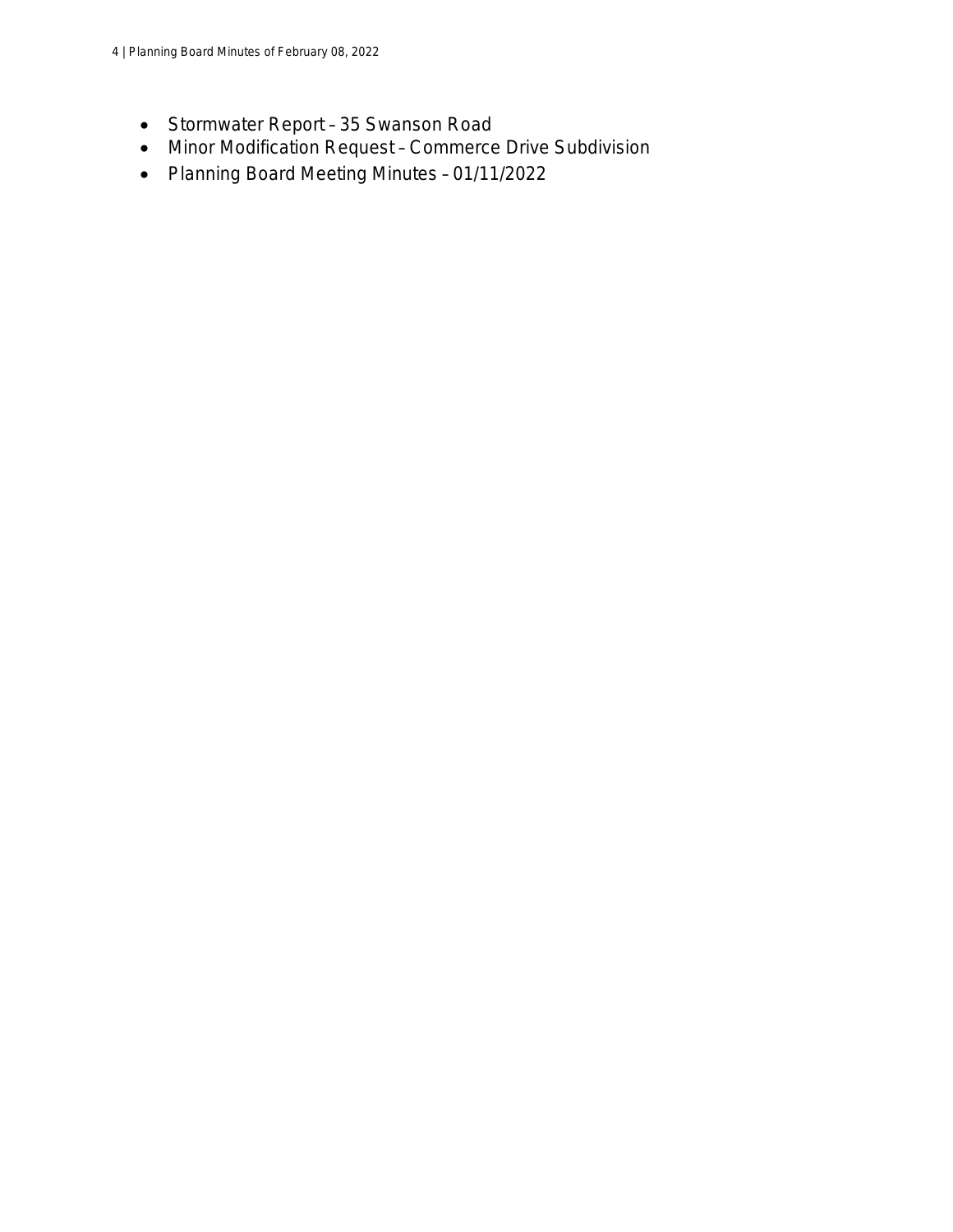- Stormwater Report – 35 Swanson Road
- Minor Modification Request – Commerce Drive Subdivision
- Planning Board Meeting Minutes – 01/11/2022